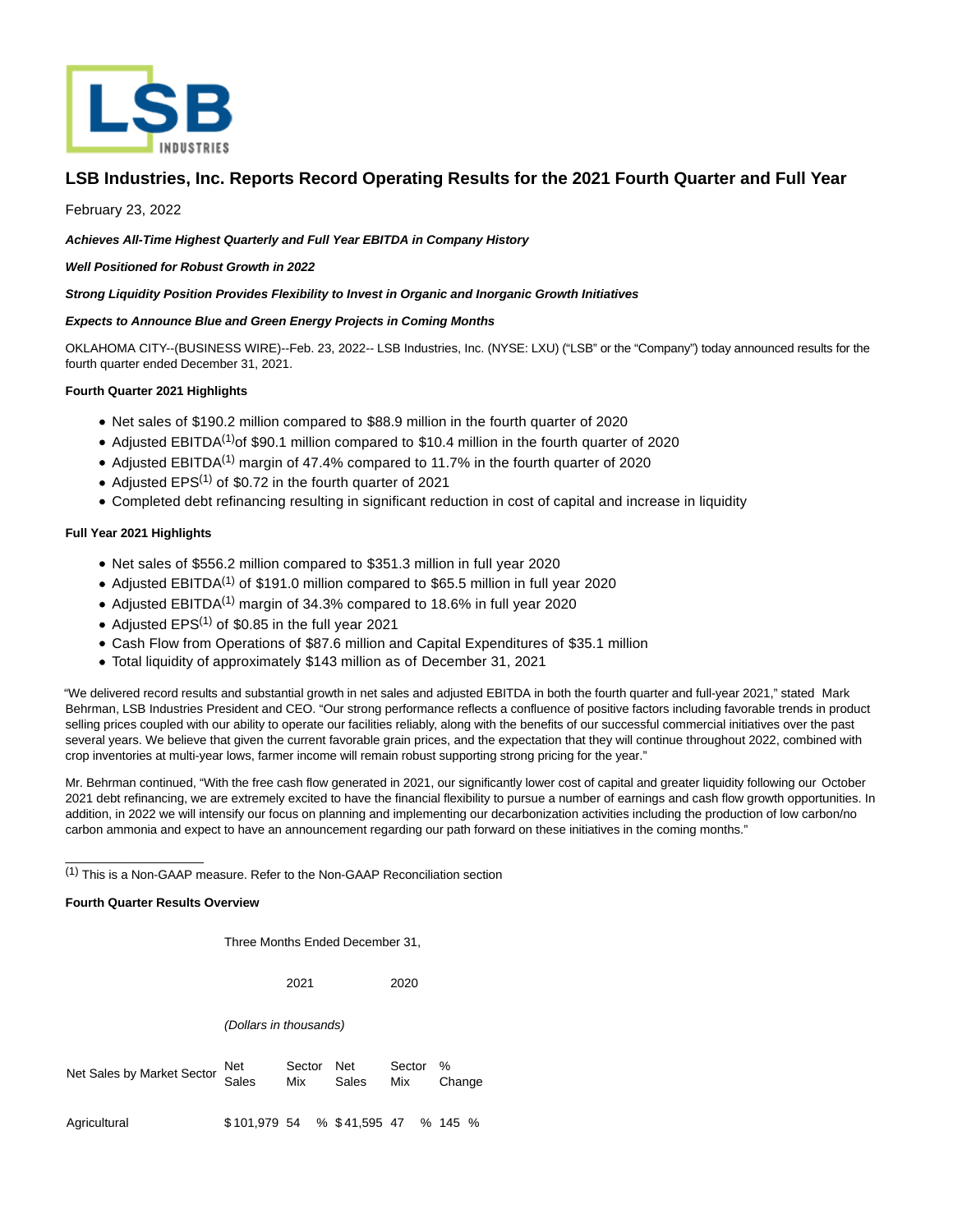# LSB Industries, Inc. Reports Record Operating Results for the 2021 Fourth Quarter and Full Year

February 23, 2022

***Achieves All-Time Highest Quarterly and Full Year EBITDA in Company History***

***Well Positioned for Robust Growth in 2022***

***Strong Liquidity Position Provides Flexibility to Invest in Organic and Inorganic Growth Initiatives***

***Expects to Announce Blue and Green Energy Projects in Coming Months***

OKLAHOMA CITY--(BUSINESS WIRE)--Feb. 23, 2022-- LSB Industries, Inc. (NYSE: LXU) ("LSB" or the "Company") today announced results for the fourth quarter ended December 31, 2021.

**Fourth Quarter 2021 Highlights**

- Net sales of $190.2 million compared to $88.9 million in the fourth quarter of 2020
- Adjusted EBITDA[1] of $90.1 million compared to $10.4 million in the fourth quarter of 2020
- Adjusted EBITDA[1] margin of 47.4% compared to 11.7% in the fourth quarter of 2020
- Adjusted EPS[1] of $0.72 in the fourth quarter of 2021
- Completed debt refinancing resulting in significant reduction in cost of capital and increase in liquidity

**Full Year 2021 Highlights**

- Net sales of $556.2 million compared to $351.3 million in full year 2020
- Adjusted EBITDA[1] of $191.0 million compared to $65.5 million in full year 2020
- Adjusted EBITDA[1] margin of 34.3% compared to 18.6% in full year 2020
- Adjusted EPS[1] of $0.85 in the full year 2021
- Cash Flow from Operations of $87.6 million and Capital Expenditures of $35.1 million
- Total liquidity of approximately $143 million as of December 31, 2021

"We delivered record results and substantial growth in net sales and adjusted EBITDA in both the fourth quarter and full-year 2021," stated Mark Behrman, LSB Industries President and CEO. "Our strong performance reflects a confluence of positive factors including favorable trends in product selling prices coupled with our ability to operate our facilities reliably, along with the benefits of our successful commercial initiatives over the past several years. We believe that given the current favorable grain prices, and the expectation that they will continue throughout 2022, combined with crop inventories at multi-year lows, farmer income will remain robust supporting strong pricing for the year."

Mr. Behrman continued, "With the free cash flow generated in 2021, our significantly lower cost of capital and greater liquidity following our October 2021 debt refinancing, we are extremely excited to have the financial flexibility to pursue a number of earnings and cash flow growth opportunities. In addition, in 2022 we will intensify our focus on planning and implementing our decarbonization activities including the production of low carbon/no carbon ammonia and expect to have an announcement regarding our path forward on these initiatives in the coming months."

---

[1] This is a Non-GAAP measure. Refer to the Non-GAAP Reconciliation section

**Fourth Quarter Results Overview**

| | Three Months Ended December 31, | | | | |
|---|---|---|---|---|---|
| | 2021 | | 2020 | | |
| | *(Dollars in thousands)* | | | | |
| Net Sales by Market Sector | Net Sales | Sector Mix | Net Sales | Sector Mix | % Change |
| Agricultural | $ 101,979 | 54 % | $ 41,595 | 47 % | 145 % |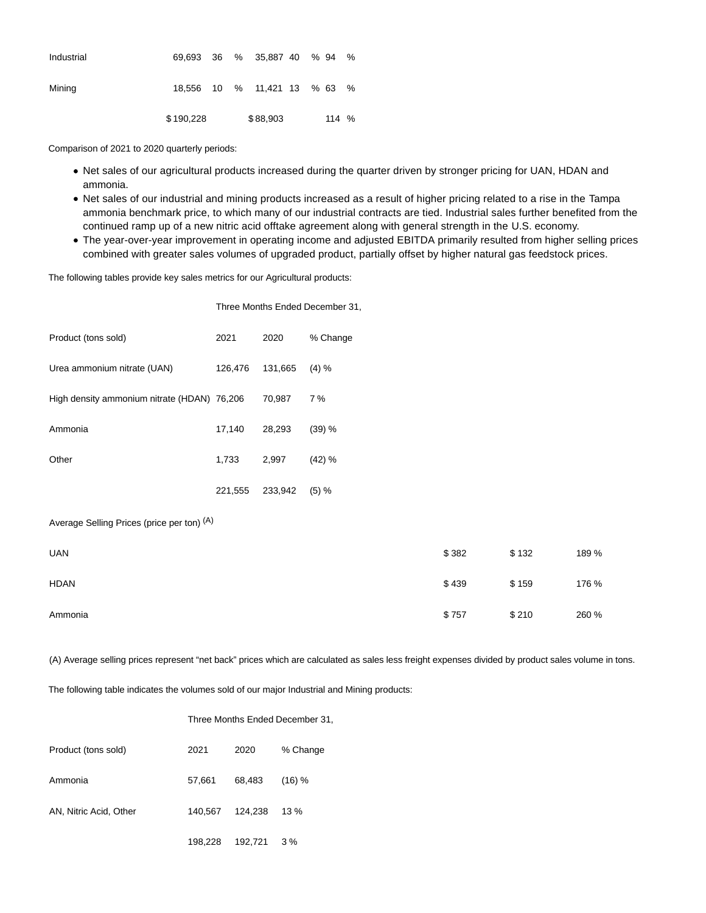| | | | | | |
|---|---|---|---|---|---|
| Industrial | 69,693 | 36 % | 35,887 | 40 % | 94 % |
| Mining | 18,556 | 10 % | 11,421 | 13 % | 63 % |
| | $ 190,228 | | $ 88,903 | | 114 % |

Comparison of 2021 to 2020 quarterly periods:

- Net sales of our agricultural products increased during the quarter driven by stronger pricing for UAN, HDAN and ammonia.
- Net sales of our industrial and mining products increased as a result of higher pricing related to a rise in the Tampa ammonia benchmark price, to which many of our industrial contracts are tied. Industrial sales further benefited from the continued ramp up of a new nitric acid offtake agreement along with general strength in the U.S. economy.
- The year-over-year improvement in operating income and adjusted EBITDA primarily resulted from higher selling prices combined with greater sales volumes of upgraded product, partially offset by higher natural gas feedstock prices.

The following tables provide key sales metrics for our Agricultural products:

| | Three Months Ended December 31, | | |
|---|---|---|---|
| Product (tons sold) | 2021 | 2020 | % Change |
| Urea ammonium nitrate (UAN) | 126,476 | 131,665 | (4) % |
| High density ammonium nitrate (HDAN) | 76,206 | 70,987 | 7 % |
| Ammonia | 17,140 | 28,293 | (39) % |
| Other | 1,733 | 2,997 | (42) % |
| | 221,555 | 233,942 | (5) % |
| Average Selling Prices (price per ton) (A) | | | |
| UAN | $ 382 | $ 132 | 189 % |
| HDAN | $ 439 | $ 159 | 176 % |
| Ammonia | $ 757 | $ 210 | 260 % |

(A) Average selling prices represent "net back" prices which are calculated as sales less freight expenses divided by product sales volume in tons.

The following table indicates the volumes sold of our major Industrial and Mining products:

| | Three Months Ended December 31, | | |
|---|---|---|---|
| Product (tons sold) | 2021 | 2020 | % Change |
| Ammonia | 57,661 | 68,483 | (16) % |
| AN, Nitric Acid, Other | 140,567 | 124,238 | 13 % |
| | 198,228 | 192,721 | 3 % |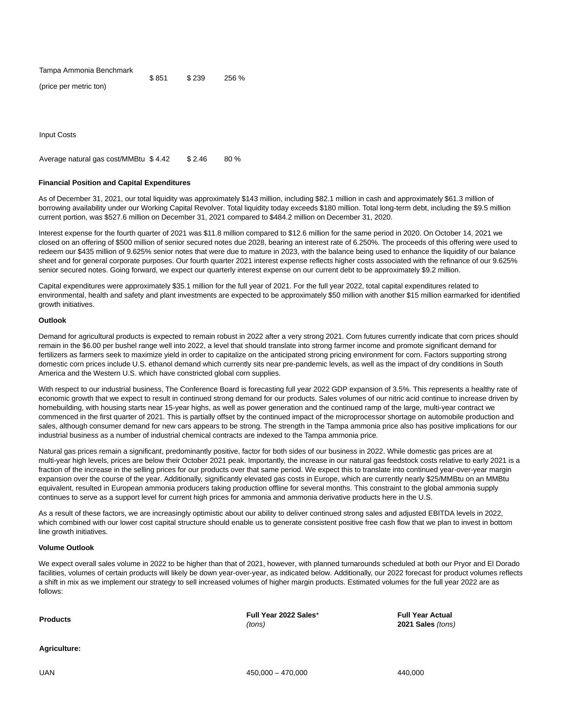| | | | |
|---|---|---|---|
| Tampa Ammonia Benchmark (price per metric ton) | $ 851 | $ 239 | 256 % |
| Input Costs | | | |
| Average natural gas cost/MMBtu | $ 4.42 | $ 2.46 | 80 % |

**Financial Position and Capital Expenditures**

As of December 31, 2021, our total liquidity was approximately $143 million, including $82.1 million in cash and approximately $61.3 million of borrowing availability under our Working Capital Revolver. Total liquidity today exceeds $180 million. Total long-term debt, including the $9.5 million current portion, was $527.6 million on December 31, 2021 compared to $484.2 million on December 31, 2020.

Interest expense for the fourth quarter of 2021 was $11.8 million compared to $12.6 million for the same period in 2020. On October 14, 2021 we closed on an offering of $500 million of senior secured notes due 2028, bearing an interest rate of 6.250%. The proceeds of this offering were used to redeem our $435 million of 9.625% senior notes that were due to mature in 2023, with the balance being used to enhance the liquidity of our balance sheet and for general corporate purposes. Our fourth quarter 2021 interest expense reflects higher costs associated with the refinance of our 9.625% senior secured notes. Going forward, we expect our quarterly interest expense on our current debt to be approximately $9.2 million.

Capital expenditures were approximately $35.1 million for the full year of 2021. For the full year 2022, total capital expenditures related to environmental, health and safety and plant investments are expected to be approximately $50 million with another $15 million earmarked for identified growth initiatives.

**Outlook**

Demand for agricultural products is expected to remain robust in 2022 after a very strong 2021. Corn futures currently indicate that corn prices should remain in the $6.00 per bushel range well into 2022, a level that should translate into strong farmer income and promote significant demand for fertilizers as farmers seek to maximize yield in order to capitalize on the anticipated strong pricing environment for corn. Factors supporting strong domestic corn prices include U.S. ethanol demand which currently sits near pre-pandemic levels, as well as the impact of dry conditions in South America and the Western U.S. which have constricted global corn supplies.

With respect to our industrial business, The Conference Board is forecasting full year 2022 GDP expansion of 3.5%. This represents a healthy rate of economic growth that we expect to result in continued strong demand for our products. Sales volumes of our nitric acid continue to increase driven by homebuilding, with housing starts near 15-year highs, as well as power generation and the continued ramp of the large, multi-year contract we commenced in the first quarter of 2021. This is partially offset by the continued impact of the microprocessor shortage on automobile production and sales, although consumer demand for new cars appears to be strong. The strength in the Tampa ammonia price also has positive implications for our industrial business as a number of industrial chemical contracts are indexed to the Tampa ammonia price.

Natural gas prices remain a significant, predominantly positive, factor for both sides of our business in 2022. While domestic gas prices are at multi-year high levels, prices are below their October 2021 peak. Importantly, the increase in our natural gas feedstock costs relative to early 2021 is a fraction of the increase in the selling prices for our products over that same period. We expect this to translate into continued year-over-year margin expansion over the course of the year. Additionally, significantly elevated gas costs in Europe, which are currently nearly $25/MMBtu on an MMBtu equivalent, resulted in European ammonia producers taking production offline for several months. This constraint to the global ammonia supply continues to serve as a support level for current high prices for ammonia and ammonia derivative products here in the U.S.

As a result of these factors, we are increasingly optimistic about our ability to deliver continued strong sales and adjusted EBITDA levels in 2022, which combined with our lower cost capital structure should enable us to generate consistent positive free cash flow that we plan to invest in bottom line growth initiatives.

**Volume Outlook**

We expect overall sales volume in 2022 to be higher than that of 2021, however, with planned turnarounds scheduled at both our Pryor and El Dorado facilities, volumes of certain products will likely be down year-over-year, as indicated below. Additionally, our 2022 forecast for product volumes reflects a shift in mix as we implement our strategy to sell increased volumes of higher margin products. Estimated volumes for the full year 2022 are as follows:

| **Products** | **Full Year 2022 Sales*** *(tons)* | **Full Year Actual 2021 Sales** *(tons)* |
|---|---|---|
| **Agriculture:** | | |
| UAN | 450,000 – 470,000 | 440,000 |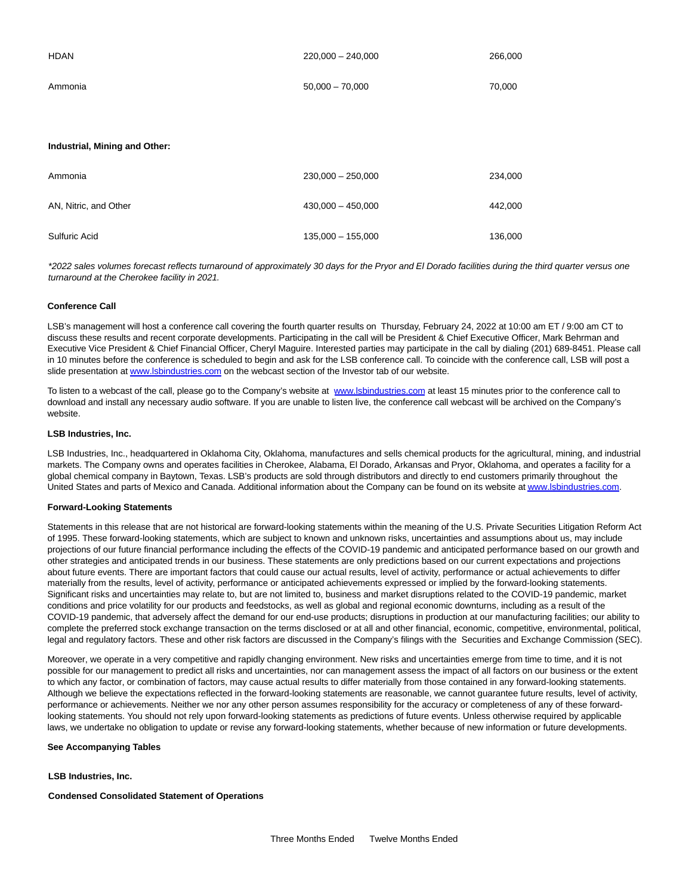| | | |
|---|---|---|
| HDAN | 220,000 – 240,000 | 266,000 |
| Ammonia | 50,000 – 70,000 | 70,000 |
| **Industrial, Mining and Other:** | | |
| Ammonia | 230,000 – 250,000 | 234,000 |
| AN, Nitric, and Other | 430,000 – 450,000 | 442,000 |
| Sulfuric Acid | 135,000 – 155,000 | 136,000 |

*\*2022 sales volumes forecast reflects turnaround of approximately 30 days for the Pryor and El Dorado facilities during the third quarter versus one turnaround at the Cherokee facility in 2021.*

**Conference Call**

LSB's management will host a conference call covering the fourth quarter results on Thursday, February 24, 2022 at 10:00 am ET / 9:00 am CT to discuss these results and recent corporate developments. Participating in the call will be President & Chief Executive Officer, Mark Behrman and Executive Vice President & Chief Financial Officer, Cheryl Maguire. Interested parties may participate in the call by dialing (201) 689-8451. Please call in 10 minutes before the conference is scheduled to begin and ask for the LSB conference call. To coincide with the conference call, LSB will post a slide presentation at [www.lsbindustries.com](http://www.lsbindustries.com) on the webcast section of the Investor tab of our website.

To listen to a webcast of the call, please go to the Company's website at [www.lsbindustries.com](http://www.lsbindustries.com) at least 15 minutes prior to the conference call to download and install any necessary audio software. If you are unable to listen live, the conference call webcast will be archived on the Company's website.

**LSB Industries, Inc.**

LSB Industries, Inc., headquartered in Oklahoma City, Oklahoma, manufactures and sells chemical products for the agricultural, mining, and industrial markets. The Company owns and operates facilities in Cherokee, Alabama, El Dorado, Arkansas and Pryor, Oklahoma, and operates a facility for a global chemical company in Baytown, Texas. LSB's products are sold through distributors and directly to end customers primarily throughout the United States and parts of Mexico and Canada. Additional information about the Company can be found on its website at [www.lsbindustries.com](http://www.lsbindustries.com).

**Forward-Looking Statements**

Statements in this release that are not historical are forward-looking statements within the meaning of the U.S. Private Securities Litigation Reform Act of 1995. These forward-looking statements, which are subject to known and unknown risks, uncertainties and assumptions about us, may include projections of our future financial performance including the effects of the COVID-19 pandemic and anticipated performance based on our growth and other strategies and anticipated trends in our business. These statements are only predictions based on our current expectations and projections about future events. There are important factors that could cause our actual results, level of activity, performance or actual achievements to differ materially from the results, level of activity, performance or anticipated achievements expressed or implied by the forward-looking statements. Significant risks and uncertainties may relate to, but are not limited to, business and market disruptions related to the COVID-19 pandemic, market conditions and price volatility for our products and feedstocks, as well as global and regional economic downturns, including as a result of the COVID-19 pandemic, that adversely affect the demand for our end-use products; disruptions in production at our manufacturing facilities; our ability to complete the preferred stock exchange transaction on the terms disclosed or at all and other financial, economic, competitive, environmental, political, legal and regulatory factors. These and other risk factors are discussed in the Company's filings with the Securities and Exchange Commission (SEC).

Moreover, we operate in a very competitive and rapidly changing environment. New risks and uncertainties emerge from time to time, and it is not possible for our management to predict all risks and uncertainties, nor can management assess the impact of all factors on our business or the extent to which any factor, or combination of factors, may cause actual results to differ materially from those contained in any forward-looking statements. Although we believe the expectations reflected in the forward-looking statements are reasonable, we cannot guarantee future results, level of activity, performance or achievements. Neither we nor any other person assumes responsibility for the accuracy or completeness of any of these forward-looking statements. You should not rely upon forward-looking statements as predictions of future events. Unless otherwise required by applicable laws, we undertake no obligation to update or revise any forward-looking statements, whether because of new information or future developments.

**See Accompanying Tables**

**LSB Industries, Inc.**

**Condensed Consolidated Statement of Operations**

| | Three Months Ended | Twelve Months Ended |
|---|---|---|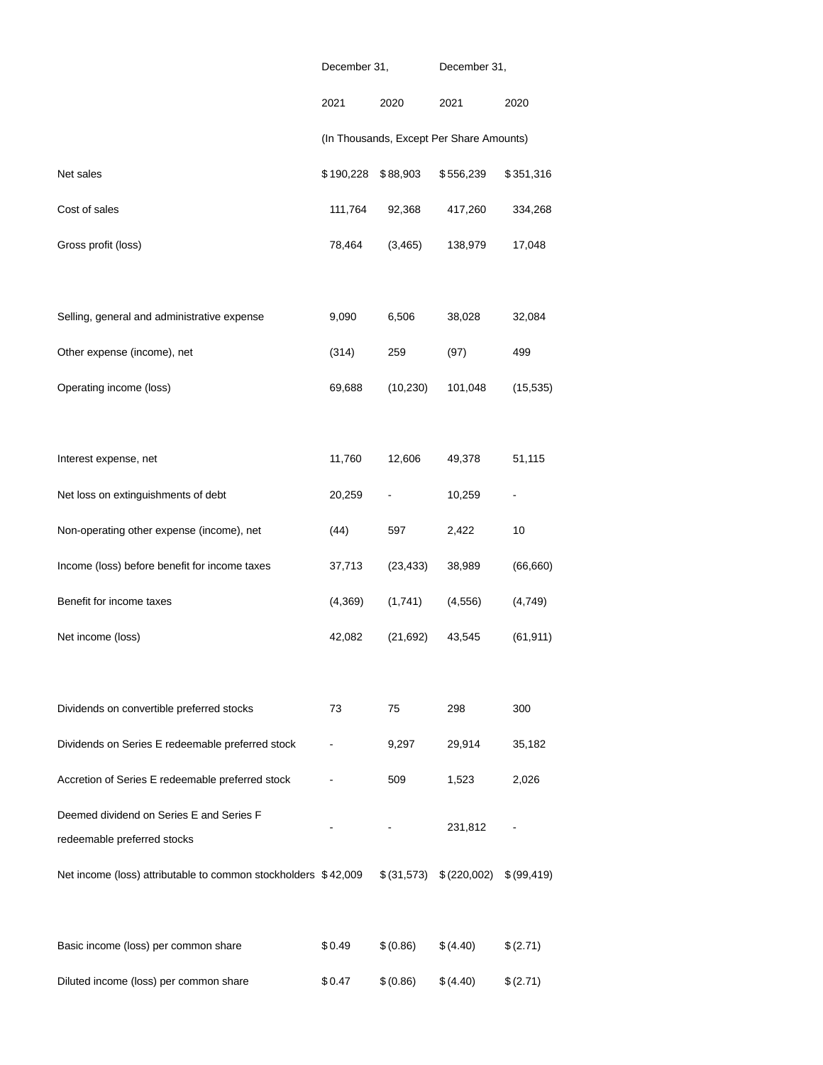| | December 31, | | December 31, | |
|---|---|---|---|---|
| | 2021 | 2020 | 2021 | 2020 |
| | (In Thousands, Except Per Share Amounts) | | | |
| Net sales | $ 190,228 | $ 88,903 | $ 556,239 | $ 351,316 |
| Cost of sales | 111,764 | 92,368 | 417,260 | 334,268 |
| Gross profit (loss) | 78,464 | (3,465) | 138,979 | 17,048 |
| | | | | |
| Selling, general and administrative expense | 9,090 | 6,506 | 38,028 | 32,084 |
| Other expense (income), net | (314) | 259 | (97) | 499 |
| Operating income (loss) | 69,688 | (10,230) | 101,048 | (15,535) |
| | | | | |
| Interest expense, net | 11,760 | 12,606 | 49,378 | 51,115 |
| Net loss on extinguishments of debt | 20,259 | - | 10,259 | - |
| Non-operating other expense (income), net | (44) | 597 | 2,422 | 10 |
| Income (loss) before benefit for income taxes | 37,713 | (23,433) | 38,989 | (66,660) |
| Benefit for income taxes | (4,369) | (1,741) | (4,556) | (4,749) |
| Net income (loss) | 42,082 | (21,692) | 43,545 | (61,911) |
| | | | | |
| Dividends on convertible preferred stocks | 73 | 75 | 298 | 300 |
| Dividends on Series E redeemable preferred stock | - | 9,297 | 29,914 | 35,182 |
| Accretion of Series E redeemable preferred stock | - | 509 | 1,523 | 2,026 |
| Deemed dividend on Series E and Series F redeemable preferred stocks | - | - | 231,812 | - |
| Net income (loss) attributable to common stockholders | $ 42,009 | $ (31,573) | $ (220,002) | $ (99,419) |
| | | | | |
| Basic income (loss) per common share | $ 0.49 | $ (0.86) | $ (4.40) | $ (2.71) |
| Diluted income (loss) per common share | $ 0.47 | $ (0.86) | $ (4.40) | $ (2.71) |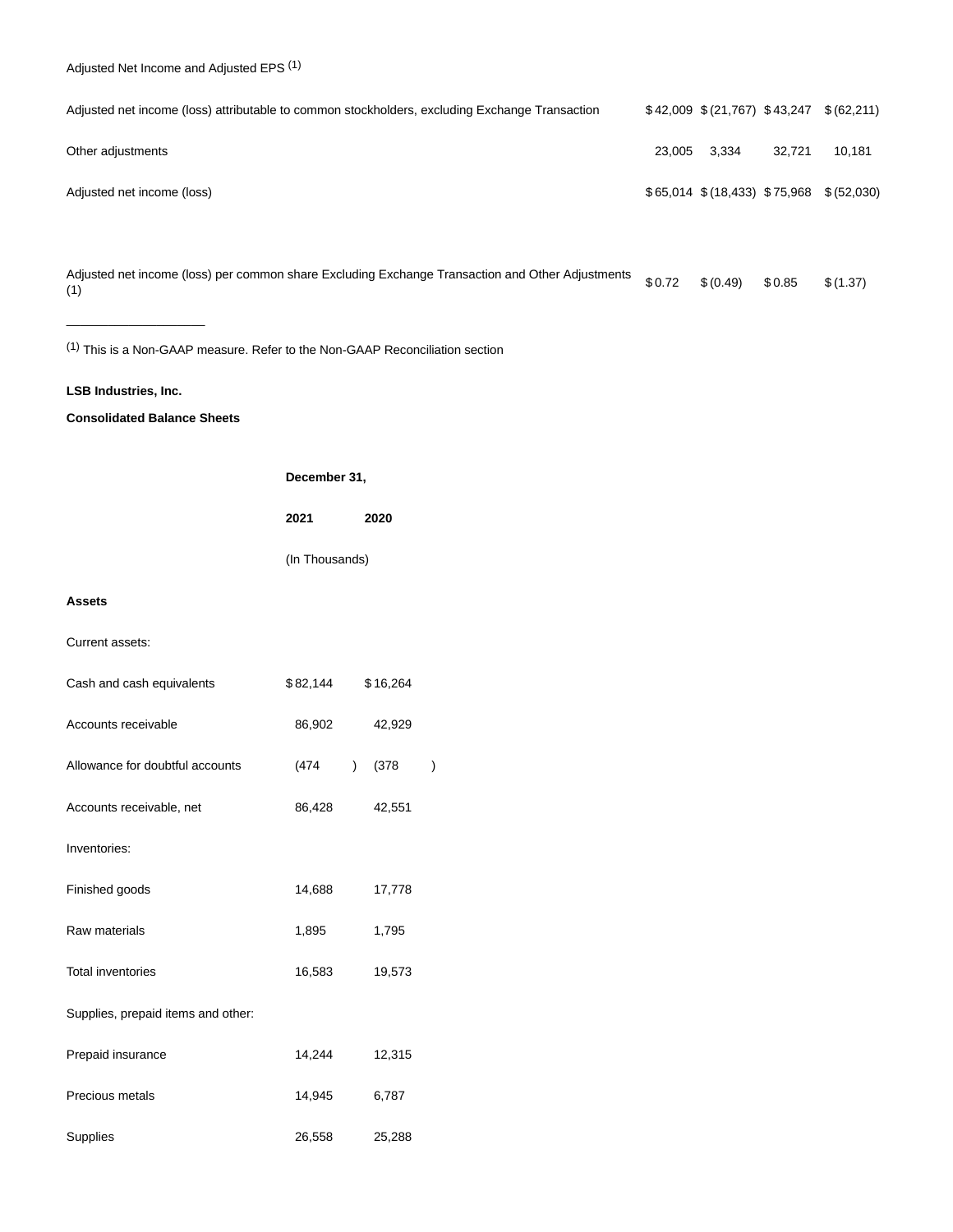Adjusted Net Income and Adjusted EPS [1]

| | | | | |
|---|---|---|---|---|
| Adjusted net income (loss) attributable to common stockholders, excluding Exchange Transaction | $ 42,009 | $ (21,767) | $ 43,247 | $ (62,211) |
| Other adjustments | 23,005 | 3,334 | 32,721 | 10,181 |
| Adjusted net income (loss) | $ 65,014 | $ (18,433) | $ 75,968 | $ (52,030) |
| | | | | |
| Adjusted net income (loss) per common share Excluding Exchange Transaction and Other Adjustments (1) | $ 0.72 | $ (0.49) | $ 0.85 | $ (1.37) |

---

[1] This is a Non-GAAP measure. Refer to the Non-GAAP Reconciliation section

**LSB Industries, Inc.**

**Consolidated Balance Sheets**

| | December 31, | |
|---|---|---|
| | **2021** | **2020** |
| | (In Thousands) | |
| **Assets** | | |
| Current assets: | | |
| Cash and cash equivalents | $ 82,144 | $ 16,264 |
| Accounts receivable | 86,902 | 42,929 |
| Allowance for doubtful accounts | (474) | (378) |
| Accounts receivable, net | 86,428 | 42,551 |
| Inventories: | | |
| Finished goods | 14,688 | 17,778 |
| Raw materials | 1,895 | 1,795 |
| Total inventories | 16,583 | 19,573 |
| Supplies, prepaid items and other: | | |
| Prepaid insurance | 14,244 | 12,315 |
| Precious metals | 14,945 | 6,787 |
| Supplies | 26,558 | 25,288 |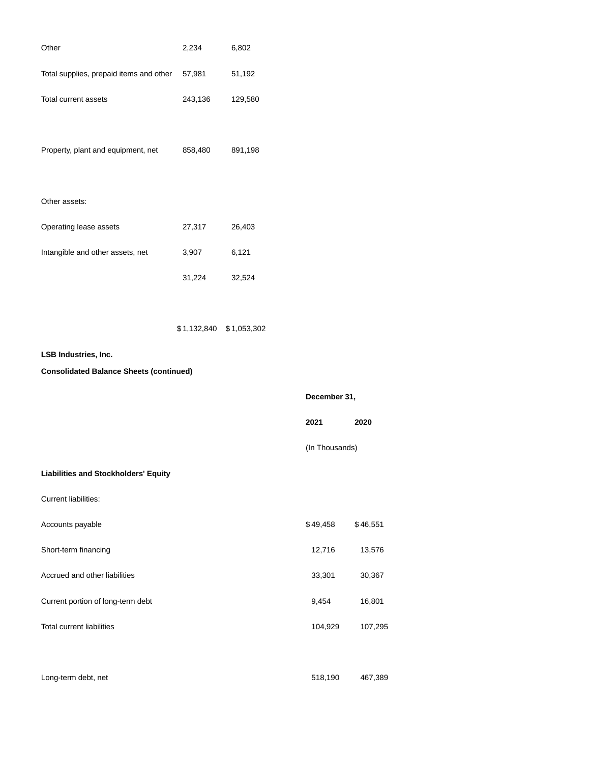| | | |
|---|---|---|
| Other | 2,234 | 6,802 |
| Total supplies, prepaid items and other | 57,981 | 51,192 |
| Total current assets | 243,136 | 129,580 |
| | | |
| Property, plant and equipment, net | 858,480 | 891,198 |
| | | |
| Other assets: | | |
| Operating lease assets | 27,317 | 26,403 |
| Intangible and other assets, net | 3,907 | 6,121 |
| | 31,224 | 32,524 |
| | | |
| | $1,132,840 | $1,053,302 |

**LSB Industries, Inc.**

**Consolidated Balance Sheets (continued)**

| | **December 31,** | |
|---|---|---|
| | **2021** | **2020** |
| | (In Thousands) | |
| **Liabilities and Stockholders' Equity** | | |
| Current liabilities: | | |
| Accounts payable | $49,458 | $46,551 |
| Short-term financing | 12,716 | 13,576 |
| Accrued and other liabilities | 33,301 | 30,367 |
| Current portion of long-term debt | 9,454 | 16,801 |
| Total current liabilities | 104,929 | 107,295 |
| | | |
| Long-term debt, net | 518,190 | 467,389 |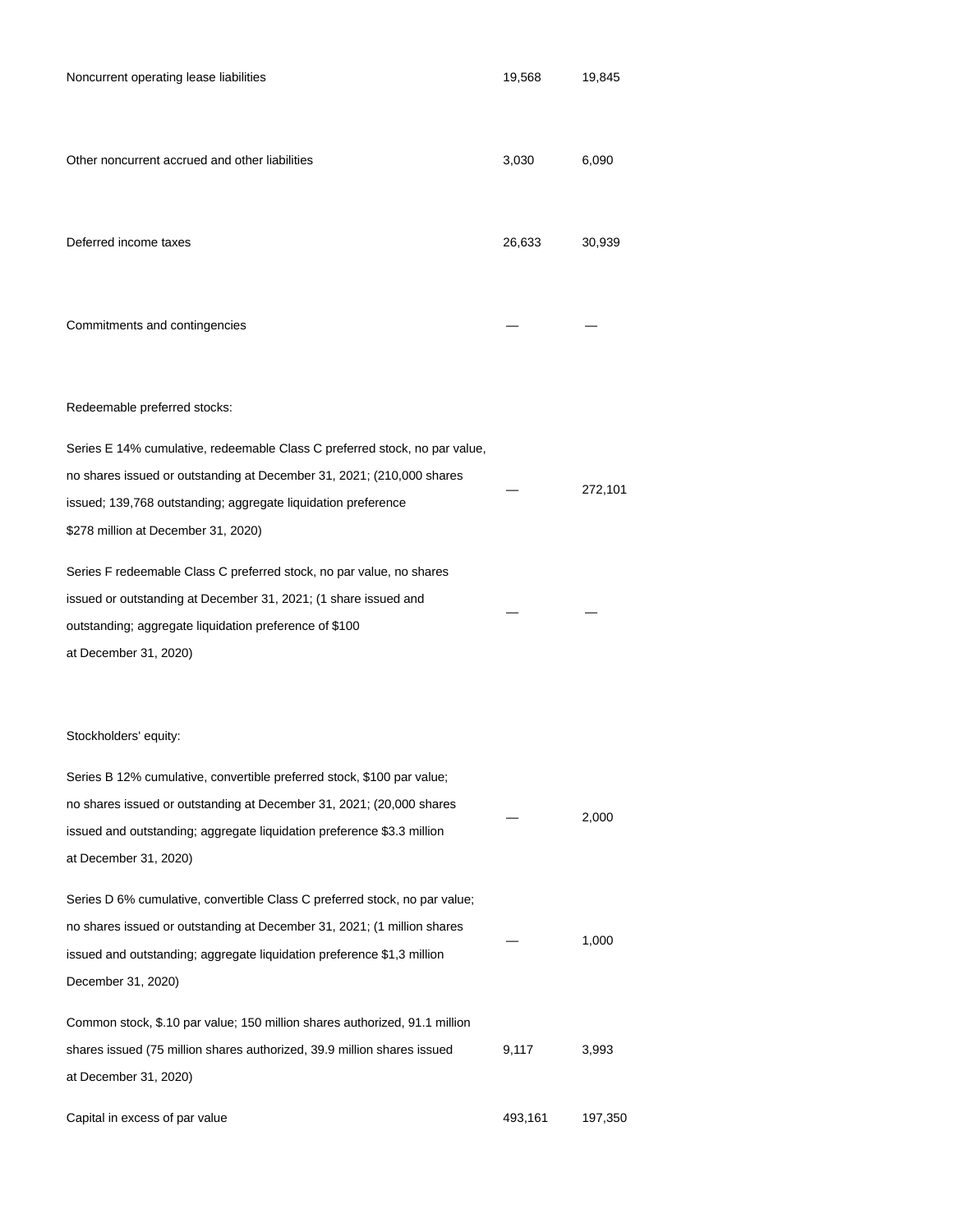| | | |
|---|---|---|
| Noncurrent operating lease liabilities | 19,568 | 19,845 |
| Other noncurrent accrued and other liabilities | 3,030 | 6,090 |
| Deferred income taxes | 26,633 | 30,939 |
| Commitments and contingencies | — | — |
| Redeemable preferred stocks: | | |
| Series E 14% cumulative, redeemable Class C preferred stock, no par value, no shares issued or outstanding at December 31, 2021; (210,000 shares issued; 139,768 outstanding; aggregate liquidation preference $278 million at December 31, 2020) | — | 272,101 |
| Series F redeemable Class C preferred stock, no par value, no shares issued or outstanding at December 31, 2021; (1 share issued and outstanding; aggregate liquidation preference of $100 at December 31, 2020) | — | — |
| Stockholders' equity: | | |
| Series B 12% cumulative, convertible preferred stock, $100 par value; no shares issued or outstanding at December 31, 2021; (20,000 shares issued and outstanding; aggregate liquidation preference $3.3 million at December 31, 2020) | — | 2,000 |
| Series D 6% cumulative, convertible Class C preferred stock, no par value; no shares issued or outstanding at December 31, 2021; (1 million shares issued and outstanding; aggregate liquidation preference $1,3 million December 31, 2020) | — | 1,000 |
| Common stock, $.10 par value; 150 million shares authorized, 91.1 million shares issued (75 million shares authorized, 39.9 million shares issued at December 31, 2020) | 9,117 | 3,993 |
| Capital in excess of par value | 493,161 | 197,350 |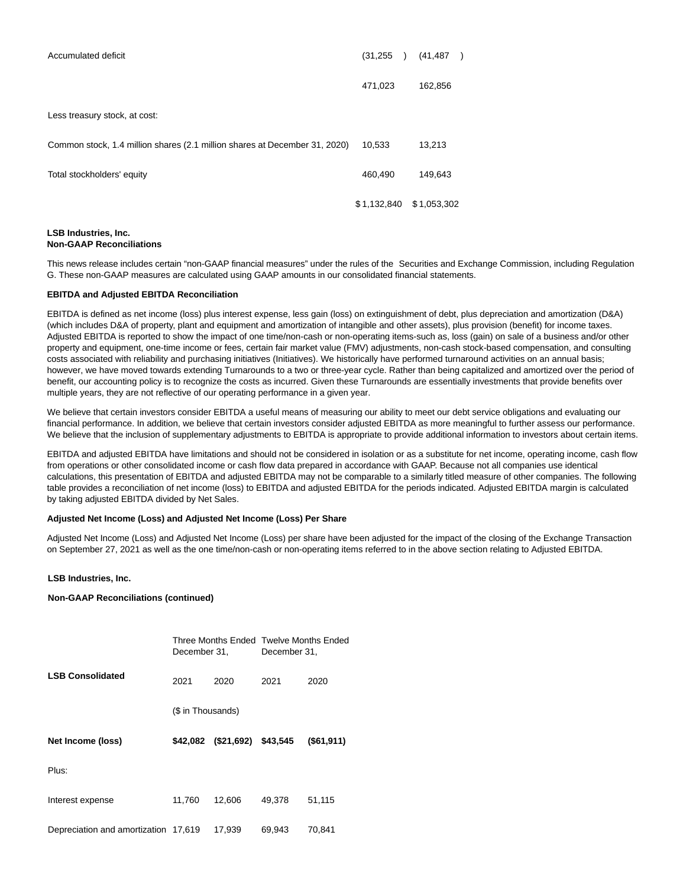| | | |
|---|---|---|
| Accumulated deficit | (31,255 ) | (41,487 ) |
| | 471,023 | 162,856 |
| Less treasury stock, at cost: | | |
| Common stock, 1.4 million shares (2.1 million shares at December 31, 2020) | 10,533 | 13,213 |
| Total stockholders' equity | 460,490 | 149,643 |
| | $ 1,132,840 | $ 1,053,302 |

**LSB Industries, Inc.**
**Non-GAAP Reconciliations**

This news release includes certain "non-GAAP financial measures" under the rules of the Securities and Exchange Commission, including Regulation G. These non-GAAP measures are calculated using GAAP amounts in our consolidated financial statements.

**EBITDA and Adjusted EBITDA Reconciliation**

EBITDA is defined as net income (loss) plus interest expense, less gain (loss) on extinguishment of debt, plus depreciation and amortization (D&A) (which includes D&A of property, plant and equipment and amortization of intangible and other assets), plus provision (benefit) for income taxes. Adjusted EBITDA is reported to show the impact of one time/non-cash or non-operating items-such as, loss (gain) on sale of a business and/or other property and equipment, one-time income or fees, certain fair market value (FMV) adjustments, non-cash stock-based compensation, and consulting costs associated with reliability and purchasing initiatives (Initiatives). We historically have performed turnaround activities on an annual basis; however, we have moved towards extending Turnarounds to a two or three-year cycle. Rather than being capitalized and amortized over the period of benefit, our accounting policy is to recognize the costs as incurred. Given these Turnarounds are essentially investments that provide benefits over multiple years, they are not reflective of our operating performance in a given year.

We believe that certain investors consider EBITDA a useful means of measuring our ability to meet our debt service obligations and evaluating our financial performance. In addition, we believe that certain investors consider adjusted EBITDA as more meaningful to further assess our performance. We believe that the inclusion of supplementary adjustments to EBITDA is appropriate to provide additional information to investors about certain items.

EBITDA and adjusted EBITDA have limitations and should not be considered in isolation or as a substitute for net income, operating income, cash flow from operations or other consolidated income or cash flow data prepared in accordance with GAAP. Because not all companies use identical calculations, this presentation of EBITDA and adjusted EBITDA may not be comparable to a similarly titled measure of other companies. The following table provides a reconciliation of net income (loss) to EBITDA and adjusted EBITDA for the periods indicated. Adjusted EBITDA margin is calculated by taking adjusted EBITDA divided by Net Sales.

**Adjusted Net Income (Loss) and Adjusted Net Income (Loss) Per Share**

Adjusted Net Income (Loss) and Adjusted Net Income (Loss) per share have been adjusted for the impact of the closing of the Exchange Transaction on September 27, 2021 as well as the one time/non-cash or non-operating items referred to in the above section relating to Adjusted EBITDA.

**LSB Industries, Inc.**

**Non-GAAP Reconciliations (continued)**

| | Three Months Ended December 31, | | Twelve Months Ended December 31, | |
|---|---|---|---|---|
| **LSB Consolidated** | 2021 | 2020 | 2021 | 2020 |
| | ($ in Thousands) | | | |
| **Net Income (loss)** | **$42,082** | **($21,692)** | **$43,545** | **($61,911)** |
| Plus: | | | | |
| Interest expense | 11,760 | 12,606 | 49,378 | 51,115 |
| Depreciation and amortization | 17,619 | 17,939 | 69,943 | 70,841 |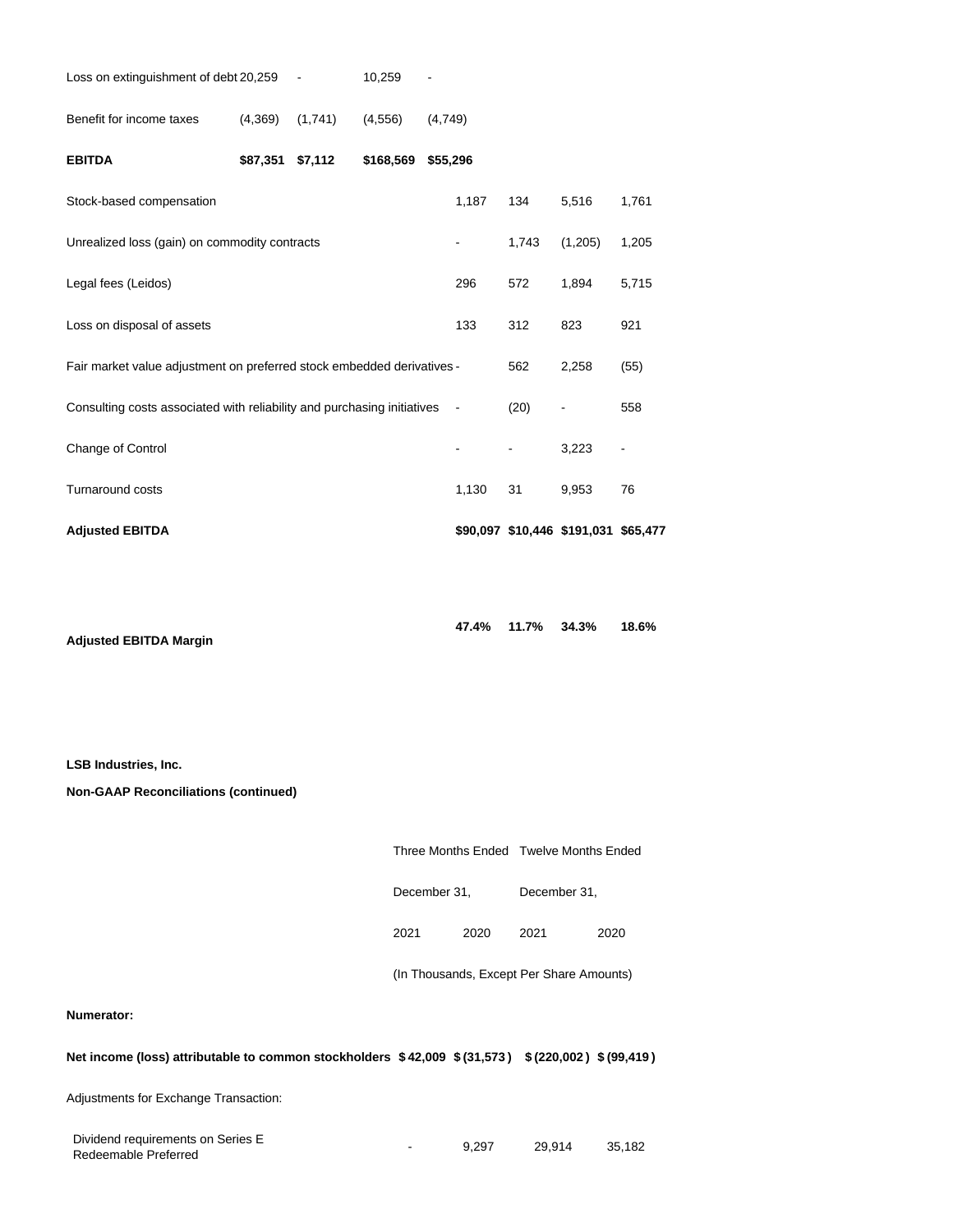| | | | | |
|---|---|---|---|---|
| Loss on extinguishment of debt | 20,259 | - | 10,259 | - |
| Benefit for income taxes | (4,369) | (1,741) | (4,556) | (4,749) |
| **EBITDA** | **$87,351** | **$7,112** | **$168,569** | **$55,296** |
| Stock-based compensation | 1,187 | 134 | 5,516 | 1,761 |
| Unrealized loss (gain) on commodity contracts | - | 1,743 | (1,205) | 1,205 |
| Legal fees (Leidos) | 296 | 572 | 1,894 | 5,715 |
| Loss on disposal of assets | 133 | 312 | 823 | 921 |
| Fair market value adjustment on preferred stock embedded derivatives | - | 562 | 2,258 | (55) |
| Consulting costs associated with reliability and purchasing initiatives | - | (20) | - | 558 |
| Change of Control | - | - | 3,223 | - |
| Turnaround costs | 1,130 | 31 | 9,953 | 76 |
| **Adjusted EBITDA** | **$90,097** | **$10,446** | **$191,031** | **$65,477** |
| **Adjusted EBITDA Margin** | **47.4%** | **11.7%** | **34.3%** | **18.6%** |

**LSB Industries, Inc.**

**Non-GAAP Reconciliations (continued)**

| | Three Months Ended | | Twelve Months Ended | |
|---|---|---|---|---|
| | December 31, | | December 31, | |
| | 2021 | 2020 | 2021 | 2020 |
| | (In Thousands, Except Per Share Amounts) | | | |
| **Numerator:** | | | | |
| **Net income (loss) attributable to common stockholders** | **$ 42,009** | **$ (31,573 )** | **$ (220,002 )** | **$ (99,419 )** |
| Adjustments for Exchange Transaction: | | | | |
| Dividend requirements on Series E Redeemable Preferred | - | 9,297 | 29,914 | 35,182 |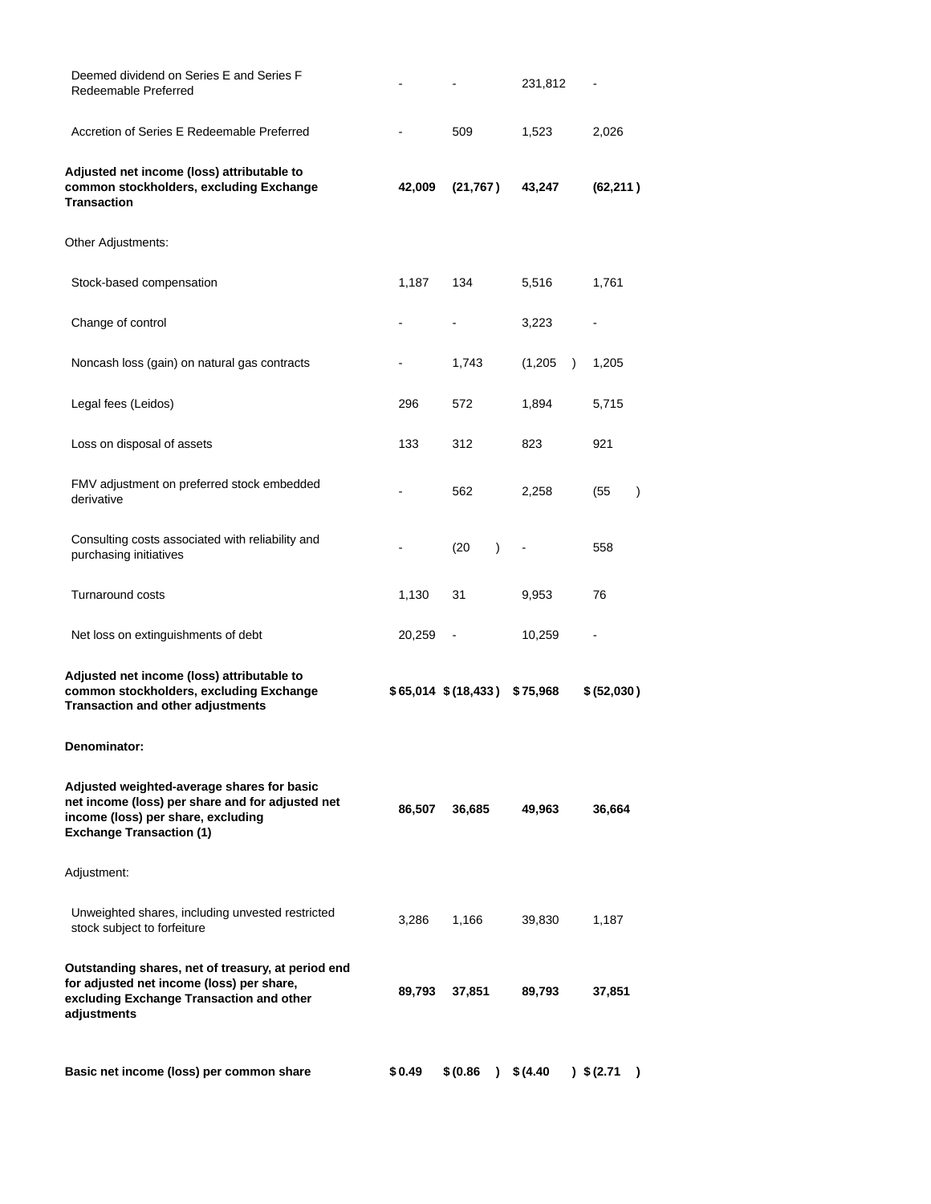| | | | | |
|---|---|---|---|---|
| Deemed dividend on Series E and Series F Redeemable Preferred | - | - | 231,812 | - |
| Accretion of Series E Redeemable Preferred | - | 509 | 1,523 | 2,026 |
| **Adjusted net income (loss) attributable to common stockholders, excluding Exchange Transaction** | **42,009** | **(21,767)** | **43,247** | **(62,211)** |
| Other Adjustments: | | | | |
| Stock-based compensation | 1,187 | 134 | 5,516 | 1,761 |
| Change of control | - | - | 3,223 | - |
| Noncash loss (gain) on natural gas contracts | - | 1,743 | (1,205) | 1,205 |
| Legal fees (Leidos) | 296 | 572 | 1,894 | 5,715 |
| Loss on disposal of assets | 133 | 312 | 823 | 921 |
| FMV adjustment on preferred stock embedded derivative | - | 562 | 2,258 | (55) |
| Consulting costs associated with reliability and purchasing initiatives | - | (20) | - | 558 |
| Turnaround costs | 1,130 | 31 | 9,953 | 76 |
| Net loss on extinguishments of debt | 20,259 | - | 10,259 | - |
| **Adjusted net income (loss) attributable to common stockholders, excluding Exchange Transaction and other adjustments** | **$65,014** | **$(18,433)** | **$75,968** | **$(52,030)** |
| **Denominator:** | | | | |
| **Adjusted weighted-average shares for basic net income (loss) per share and for adjusted net income (loss) per share, excluding Exchange Transaction (1)** | **86,507** | **36,685** | **49,963** | **36,664** |
| Adjustment: | | | | |
| Unweighted shares, including unvested restricted stock subject to forfeiture | 3,286 | 1,166 | 39,830 | 1,187 |
| **Outstanding shares, net of treasury, at period end for adjusted net income (loss) per share, excluding Exchange Transaction and other adjustments** | **89,793** | **37,851** | **89,793** | **37,851** |
| **Basic net income (loss) per common share** | **$0.49** | **$(0.86)** | **$(4.40)** | **$(2.71)** |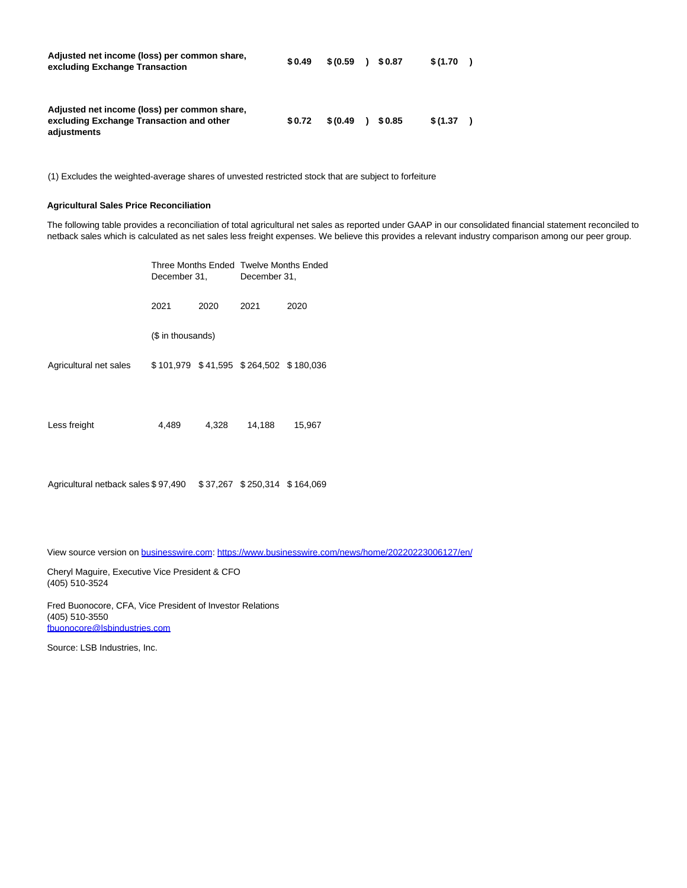| | | | | |
|---|---|---|---|---|
| **Adjusted net income (loss) per common share, excluding Exchange Transaction** | **$ 0.49** | **$ (0.59 )** | **$ 0.87** | **$ (1.70 )** |
| **Adjusted net income (loss) per common share, excluding Exchange Transaction and other adjustments** | **$ 0.72** | **$ (0.49 )** | **$ 0.85** | **$ (1.37 )** |

(1) Excludes the weighted-average shares of unvested restricted stock that are subject to forfeiture

**Agricultural Sales Price Reconciliation**

The following table provides a reconciliation of total agricultural net sales as reported under GAAP in our consolidated financial statement reconciled to netback sales which is calculated as net sales less freight expenses. We believe this provides a relevant industry comparison among our peer group.

| | Three Months Ended December 31, | | Twelve Months Ended December 31, | |
|---|---|---|---|---|
| | 2021 | 2020 | 2021 | 2020 |
| | ($ in thousands) | | | |
| Agricultural net sales | $ 101,979 | $ 41,595 | $ 264,502 | $ 180,036 |
| Less freight | 4,489 | 4,328 | 14,188 | 15,967 |
| Agricultural netback sales | $ 97,490 | $ 37,267 | $ 250,314 | $ 164,069 |

View source version on businesswire.com: https://www.businesswire.com/news/home/20220223006127/en/

Cheryl Maguire, Executive Vice President & CFO
(405) 510-3524

Fred Buonocore, CFA, Vice President of Investor Relations
(405) 510-3550
fbuonocore@lsbindustries.com

Source: LSB Industries, Inc.